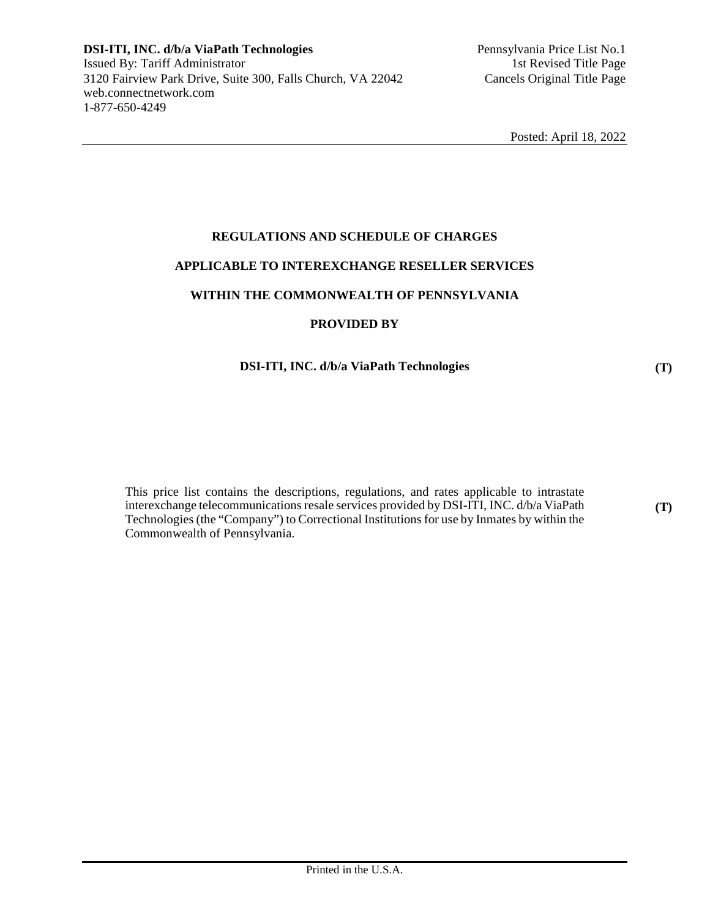**DSI-ITI, INC. d/b/a ViaPath Technologies**
Issued By: Tariff Administrator
3120 Fairview Park Drive, Suite 300, Falls Church, VA 22042
web.connectnetwork.com
1-877-650-4249

Pennsylvania Price List No.1
1st Revised Title Page
Cancels Original Title Page

Posted: April 18, 2022

**REGULATIONS AND SCHEDULE OF CHARGES**

**APPLICABLE TO INTEREXCHANGE RESELLER SERVICES**

**WITHIN THE COMMONWEALTH OF PENNSYLVANIA**

**PROVIDED BY**

**DSI-ITI, INC. d/b/a ViaPath Technologies** **(T)**

This price list contains the descriptions, regulations, and rates applicable to intrastate interexchange telecommunications resale services provided by DSI-ITI, INC. d/b/a ViaPath Technologies (the "Company") to Correctional Institutions for use by Inmates by within the Commonwealth of Pennsylvania. **(T)**

Printed in the U.S.A.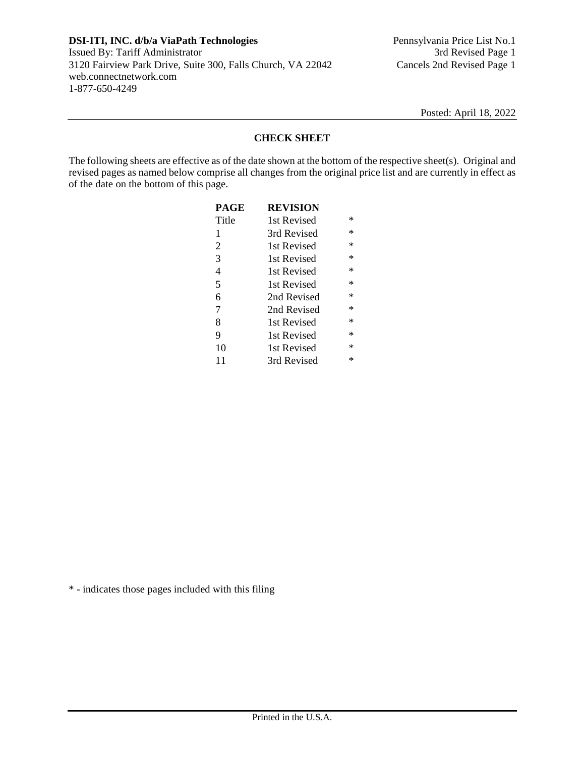**DSI-ITI, INC. d/b/a ViaPath Technologies**
Issued By: Tariff Administrator
3120 Fairview Park Drive, Suite 300, Falls Church, VA 22042
web.connectnetwork.com
1-877-650-4249

Pennsylvania Price List No.1
3rd Revised Page 1
Cancels 2nd Revised Page 1

Posted: April 18, 2022

## CHECK SHEET

The following sheets are effective as of the date shown at the bottom of the respective sheet(s). Original and revised pages as named below comprise all changes from the original price list and are currently in effect as of the date on the bottom of this page.

| PAGE | REVISION | |
|---|---|---|
| Title | 1st Revised | * |
| 1 | 3rd Revised | * |
| 2 | 1st Revised | * |
| 3 | 1st Revised | * |
| 4 | 1st Revised | * |
| 5 | 1st Revised | * |
| 6 | 2nd Revised | * |
| 7 | 2nd Revised | * |
| 8 | 1st Revised | * |
| 9 | 1st Revised | * |
| 10 | 1st Revised | * |
| 11 | 3rd Revised | * |

* - indicates those pages included with this filing

Printed in the U.S.A.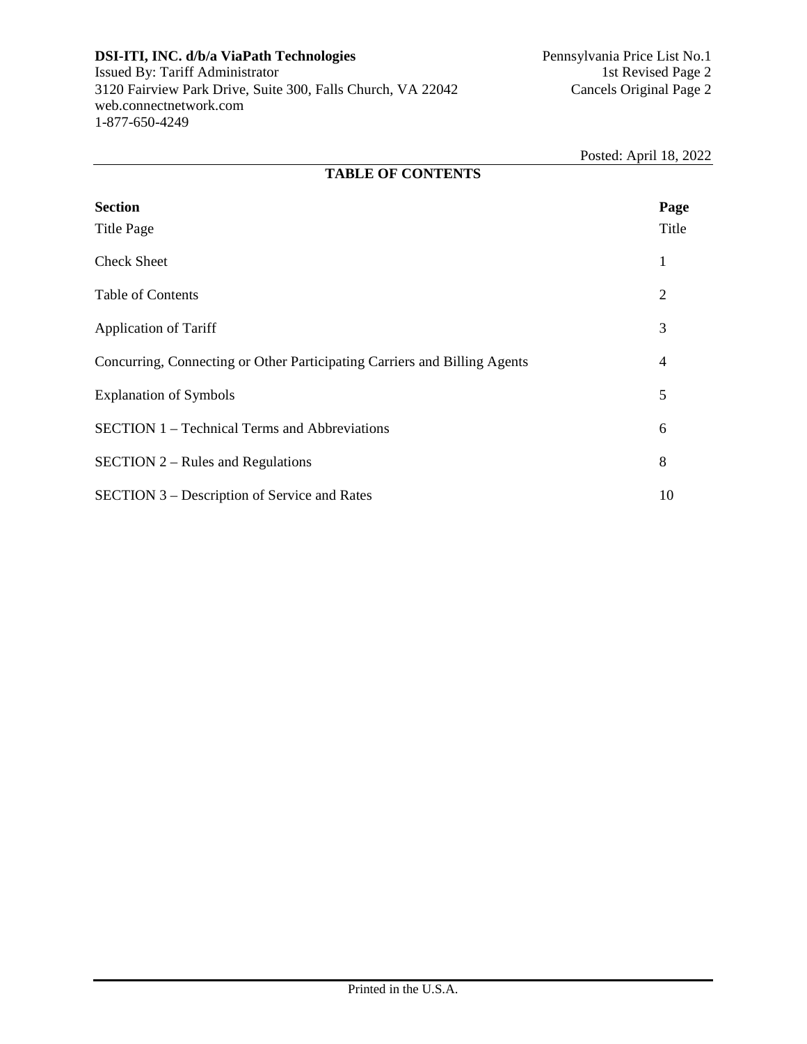# TABLE OF CONTENTS

| Section | Page |
|---|---|
| Title Page | Title |
| Check Sheet | 1 |
| Table of Contents | 2 |
| Application of Tariff | 3 |
| Concurring, Connecting or Other Participating Carriers and Billing Agents | 4 |
| Explanation of Symbols | 5 |
| SECTION 1 – Technical Terms and Abbreviations | 6 |
| SECTION 2 – Rules and Regulations | 8 |
| SECTION 3 – Description of Service and Rates | 10 |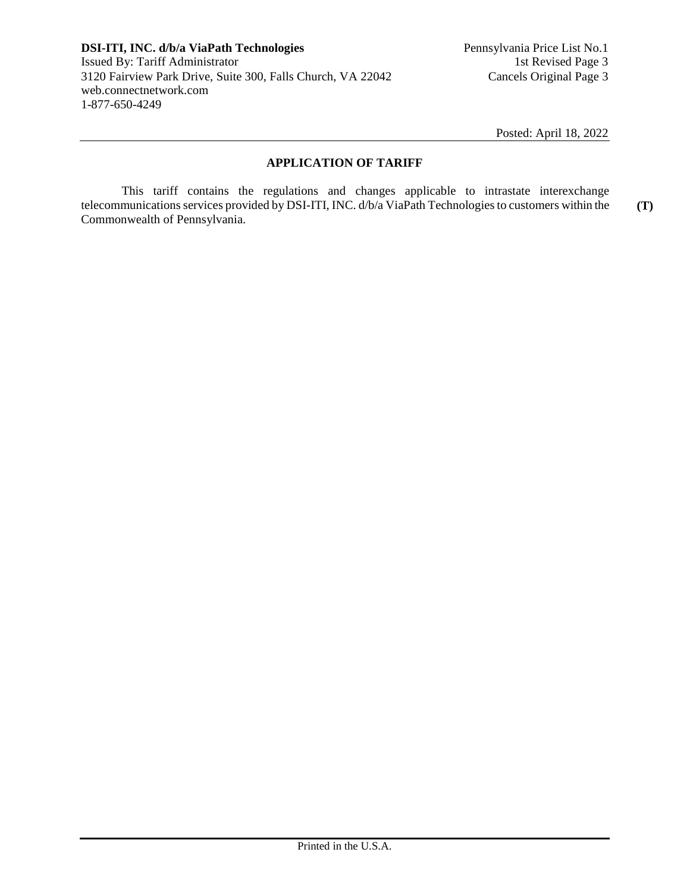**DSI-ITI, INC. d/b/a ViaPath Technologies**
Issued By: Tariff Administrator
3120 Fairview Park Drive, Suite 300, Falls Church, VA 22042
web.connectnetwork.com
1-877-650-4249

Pennsylvania Price List No.1
1st Revised Page 3
Cancels Original Page 3

Posted: April 18, 2022

## APPLICATION OF TARIFF

This tariff contains the regulations and changes applicable to intrastate interexchange telecommunications services provided by DSI-ITI, INC. d/b/a ViaPath Technologies to customers within the Commonwealth of Pennsylvania. **(T)**

Printed in the U.S.A.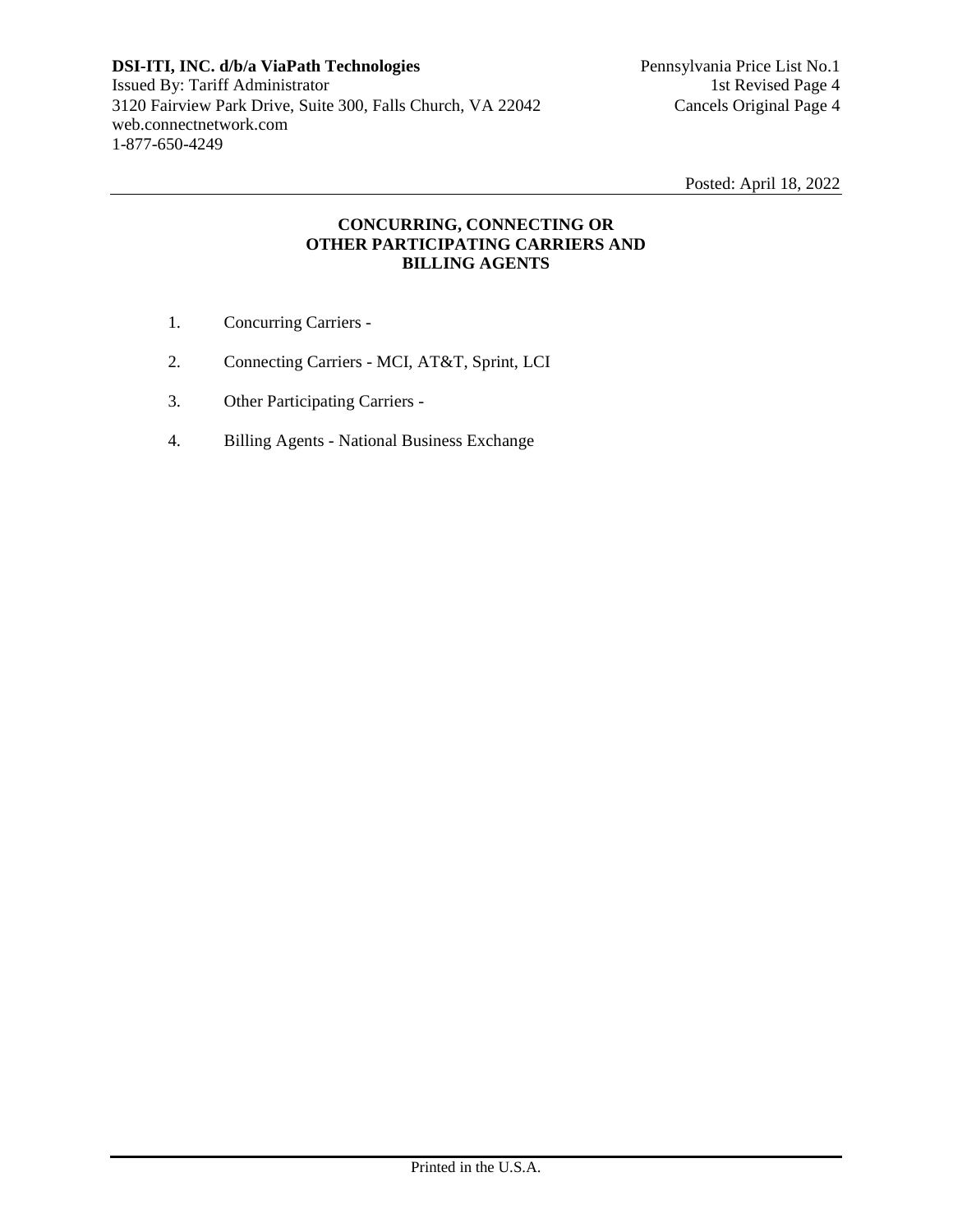**CONCURRING, CONNECTING OR OTHER PARTICIPATING CARRIERS AND BILLING AGENTS**

1. Concurring Carriers -

2. Connecting Carriers - MCI, AT&T, Sprint, LCI

3. Other Participating Carriers -

4. Billing Agents - National Business Exchange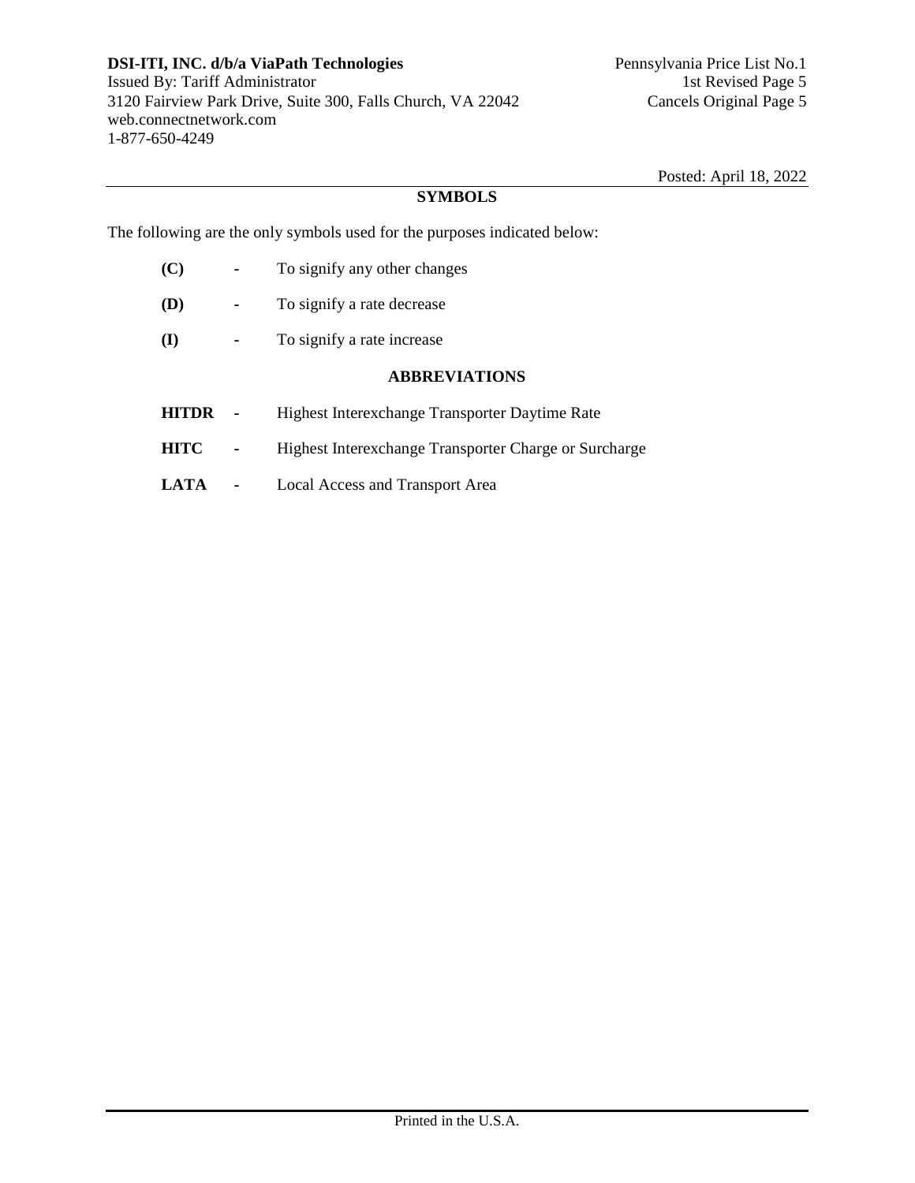**DSI-ITI, INC. d/b/a ViaPath Technologies**
Issued By: Tariff Administrator
3120 Fairview Park Drive, Suite 300, Falls Church, VA 22042
web.connectnetwork.com
1-877-650-4249

Pennsylvania Price List No.1
1st Revised Page 5
Cancels Original Page 5

Posted: April 18, 2022

## SYMBOLS

The following are the only symbols used for the purposes indicated below:

**(C)** - To signify any other changes

**(D)** - To signify a rate decrease

**(I)** - To signify a rate increase

## ABBREVIATIONS

**HITDR** - Highest Interexchange Transporter Daytime Rate

**HITC** - Highest Interexchange Transporter Charge or Surcharge

**LATA** - Local Access and Transport Area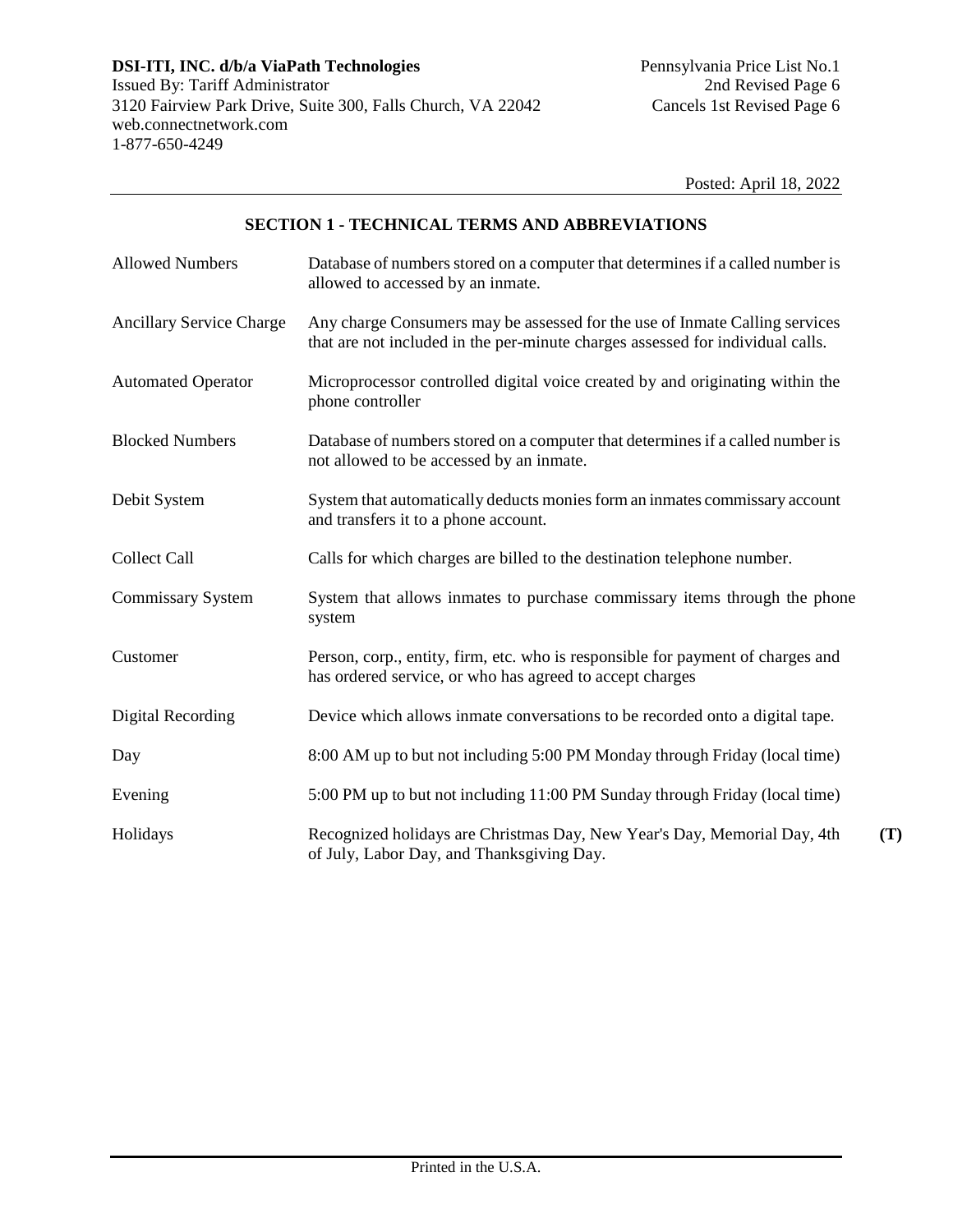**DSI-ITI, INC. d/b/a ViaPath Technologies**
Issued By: Tariff Administrator
3120 Fairview Park Drive, Suite 300, Falls Church, VA 22042
web.connectnetwork.com
1-877-650-4249

Pennsylvania Price List No.1
2nd Revised Page 6
Cancels 1st Revised Page 6

Posted: April 18, 2022

## SECTION 1 - TECHNICAL TERMS AND ABBREVIATIONS

| | | |
|---|---|---|
| Allowed Numbers | Database of numbers stored on a computer that determines if a called number is allowed to accessed by an inmate. | |
| Ancillary Service Charge | Any charge Consumers may be assessed for the use of Inmate Calling services that are not included in the per-minute charges assessed for individual calls. | |
| Automated Operator | Microprocessor controlled digital voice created by and originating within the phone controller | |
| Blocked Numbers | Database of numbers stored on a computer that determines if a called number is not allowed to be accessed by an inmate. | |
| Debit System | System that automatically deducts monies form an inmates commissary account and transfers it to a phone account. | |
| Collect Call | Calls for which charges are billed to the destination telephone number. | |
| Commissary System | System that allows inmates to purchase commissary items through the phone system | |
| Customer | Person, corp., entity, firm, etc. who is responsible for payment of charges and has ordered service, or who has agreed to accept charges | |
| Digital Recording | Device which allows inmate conversations to be recorded onto a digital tape. | |
| Day | 8:00 AM up to but not including 5:00 PM Monday through Friday (local time) | |
| Evening | 5:00 PM up to but not including 11:00 PM Sunday through Friday (local time) | |
| Holidays | Recognized holidays are Christmas Day, New Year's Day, Memorial Day, 4th of July, Labor Day, and Thanksgiving Day. | **(T)** |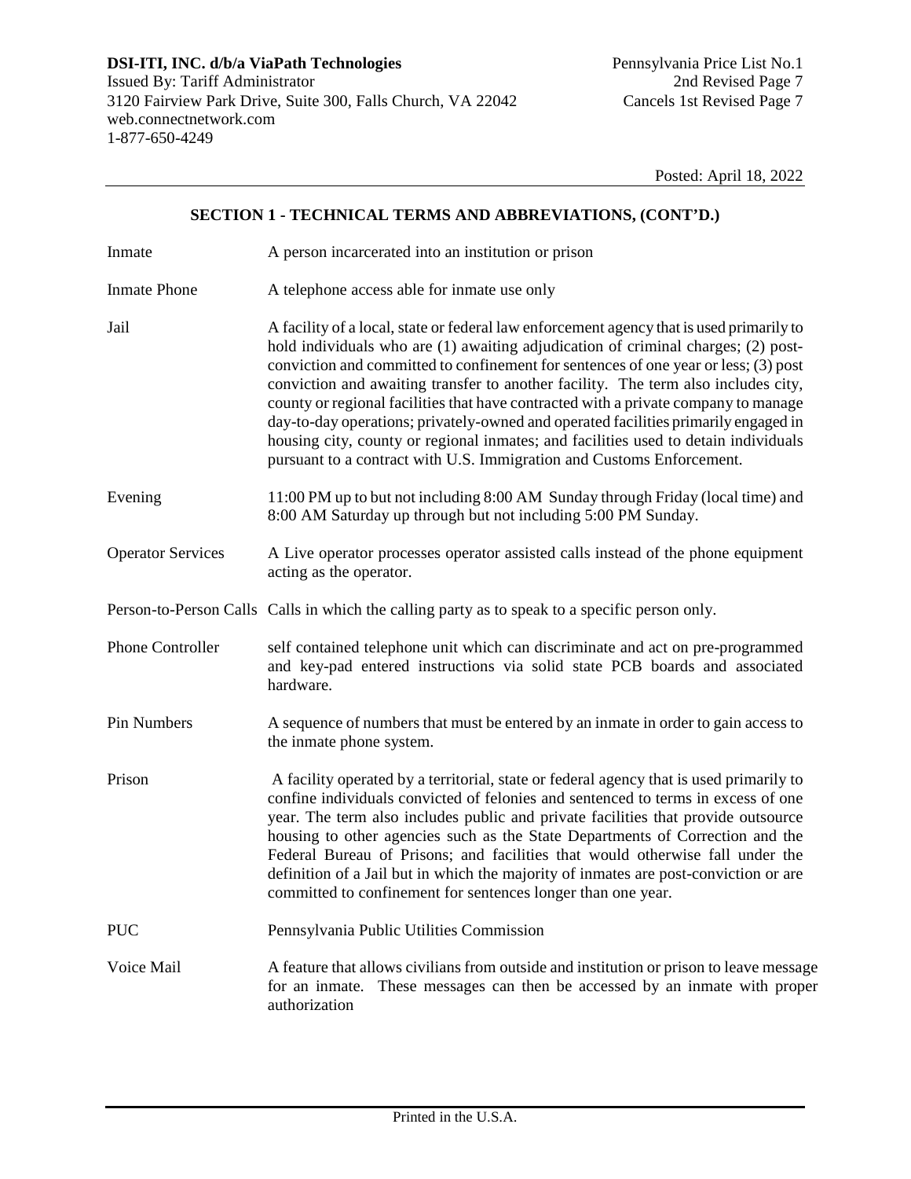## SECTION 1 - TECHNICAL TERMS AND ABBREVIATIONS, (CONT'D.)

| Term | Definition |
|---|---|
| Inmate | A person incarcerated into an institution or prison |
| Inmate Phone | A telephone access able for inmate use only |
| Jail | A facility of a local, state or federal law enforcement agency that is used primarily to hold individuals who are (1) awaiting adjudication of criminal charges; (2) post-conviction and committed to confinement for sentences of one year or less; (3) post conviction and awaiting transfer to another facility. The term also includes city, county or regional facilities that have contracted with a private company to manage day-to-day operations; privately-owned and operated facilities primarily engaged in housing city, county or regional inmates; and facilities used to detain individuals pursuant to a contract with U.S. Immigration and Customs Enforcement. |
| Evening | 11:00 PM up to but not including 8:00 AM Sunday through Friday (local time) and 8:00 AM Saturday up through but not including 5:00 PM Sunday. |
| Operator Services | A Live operator processes operator assisted calls instead of the phone equipment acting as the operator. |
| Person-to-Person Calls | Calls in which the calling party as to speak to a specific person only. |
| Phone Controller | self contained telephone unit which can discriminate and act on pre-programmed and key-pad entered instructions via solid state PCB boards and associated hardware. |
| Pin Numbers | A sequence of numbers that must be entered by an inmate in order to gain access to the inmate phone system. |
| Prison | A facility operated by a territorial, state or federal agency that is used primarily to confine individuals convicted of felonies and sentenced to terms in excess of one year. The term also includes public and private facilities that provide outsource housing to other agencies such as the State Departments of Correction and the Federal Bureau of Prisons; and facilities that would otherwise fall under the definition of a Jail but in which the majority of inmates are post-conviction or are committed to confinement for sentences longer than one year. |
| PUC | Pennsylvania Public Utilities Commission |
| Voice Mail | A feature that allows civilians from outside and institution or prison to leave message for an inmate. These messages can then be accessed by an inmate with proper authorization |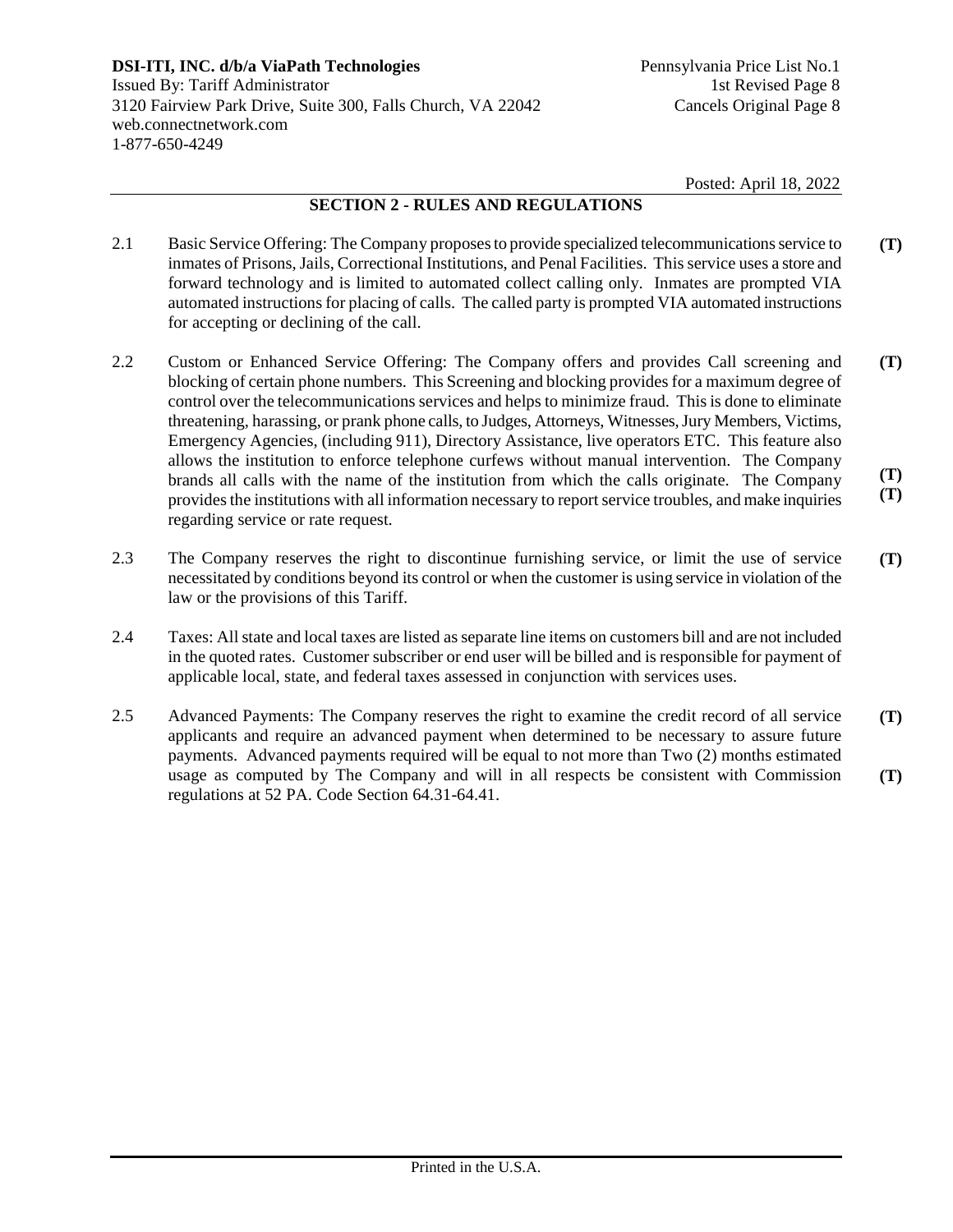**DSI-ITI, INC. d/b/a ViaPath Technologies**
Issued By: Tariff Administrator
3120 Fairview Park Drive, Suite 300, Falls Church, VA 22042
web.connectnetwork.com
1-877-650-4249

Pennsylvania Price List No.1
1st Revised Page 8
Cancels Original Page 8

Posted: April 18, 2022

## SECTION 2 - RULES AND REGULATIONS

2.1 Basic Service Offering: The Company proposes to provide specialized telecommunications service to inmates of Prisons, Jails, Correctional Institutions, and Penal Facilities. This service uses a store and forward technology and is limited to automated collect calling only. Inmates are prompted VIA automated instructions for placing of calls. The called party is prompted VIA automated instructions for accepting or declining of the call. **(T)**

2.2 Custom or Enhanced Service Offering: The Company offers and provides Call screening and blocking of certain phone numbers. This Screening and blocking provides for a maximum degree of control over the telecommunications services and helps to minimize fraud. This is done to eliminate threatening, harassing, or prank phone calls, to Judges, Attorneys, Witnesses, Jury Members, Victims, Emergency Agencies, (including 911), Directory Assistance, live operators ETC. This feature also allows the institution to enforce telephone curfews without manual intervention. The Company brands all calls with the name of the institution from which the calls originate. The Company provides the institutions with all information necessary to report service troubles, and make inquiries regarding service or rate request. **(T)** **(T)** **(T)**

2.3 The Company reserves the right to discontinue furnishing service, or limit the use of service necessitated by conditions beyond its control or when the customer is using service in violation of the law or the provisions of this Tariff. **(T)**

2.4 Taxes: All state and local taxes are listed as separate line items on customers bill and are not included in the quoted rates. Customer subscriber or end user will be billed and is responsible for payment of applicable local, state, and federal taxes assessed in conjunction with services uses.

2.5 Advanced Payments: The Company reserves the right to examine the credit record of all service applicants and require an advanced payment when determined to be necessary to assure future payments. Advanced payments required will be equal to not more than Two (2) months estimated usage as computed by The Company and will in all respects be consistent with Commission regulations at 52 PA. Code Section 64.31-64.41. **(T)** **(T)**

Printed in the U.S.A.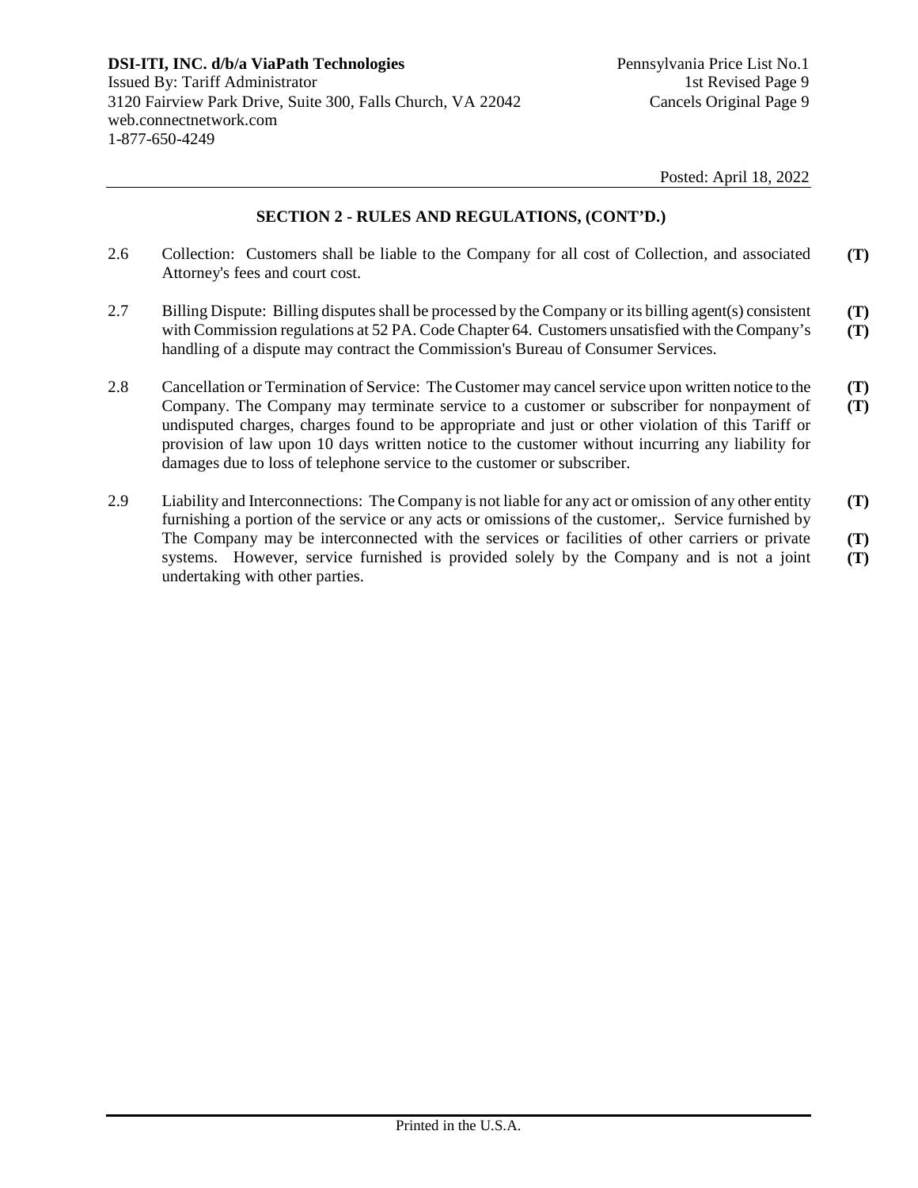**DSI-ITI, INC. d/b/a ViaPath Technologies**
Issued By: Tariff Administrator
3120 Fairview Park Drive, Suite 300, Falls Church, VA 22042
web.connectnetwork.com
1-877-650-4249

Pennsylvania Price List No.1
1st Revised Page 9
Cancels Original Page 9

Posted: April 18, 2022

## SECTION 2 - RULES AND REGULATIONS, (CONT'D.)

2.6 Collection: Customers shall be liable to the Company for all cost of Collection, and associated Attorney's fees and court cost. **(T)**

2.7 Billing Dispute: Billing disputes shall be processed by the Company or its billing agent(s) consistent with Commission regulations at 52 PA. Code Chapter 64. Customers unsatisfied with the Company's handling of a dispute may contract the Commission's Bureau of Consumer Services. **(T)** **(T)**

2.8 Cancellation or Termination of Service: The Customer may cancel service upon written notice to the Company. The Company may terminate service to a customer or subscriber for nonpayment of undisputed charges, charges found to be appropriate and just or other violation of this Tariff or provision of law upon 10 days written notice to the customer without incurring any liability for damages due to loss of telephone service to the customer or subscriber. **(T)** **(T)**

2.9 Liability and Interconnections: The Company is not liable for any act or omission of any other entity furnishing a portion of the service or any acts or omissions of the customer,. Service furnished by The Company may be interconnected with the services or facilities of other carriers or private systems. However, service furnished is provided solely by the Company and is not a joint undertaking with other parties. **(T)** **(T)** **(T)**

Printed in the U.S.A.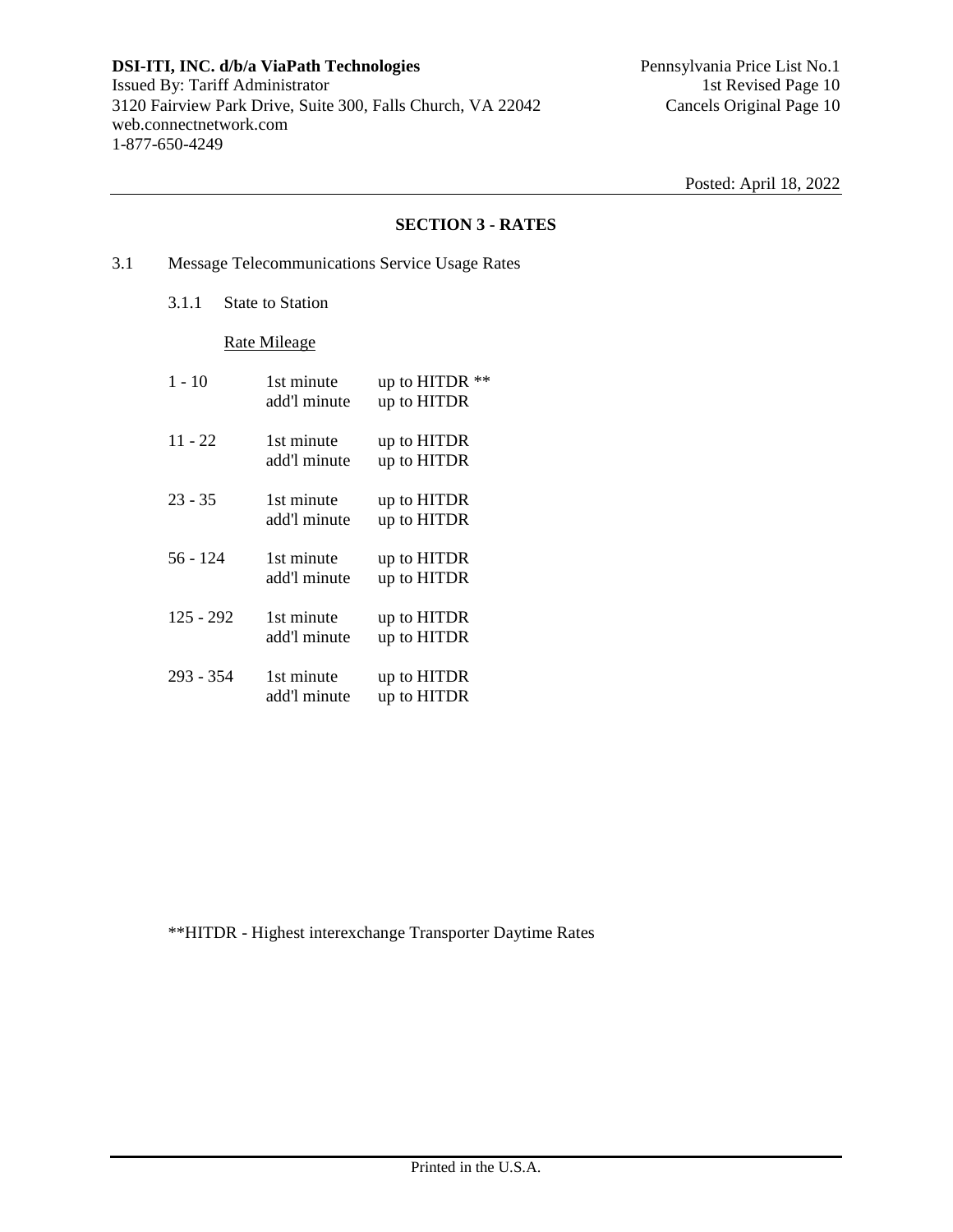## SECTION 3 - RATES

3.1 Message Telecommunications Service Usage Rates

3.1.1 State to Station

<u>Rate Mileage</u>

| | | |
|---|---|---|
| 1 - 10 | 1st minute | up to HITDR ** |
| | add'l minute | up to HITDR |
| 11 - 22 | 1st minute | up to HITDR |
| | add'l minute | up to HITDR |
| 23 - 35 | 1st minute | up to HITDR |
| | add'l minute | up to HITDR |
| 56 - 124 | 1st minute | up to HITDR |
| | add'l minute | up to HITDR |
| 125 - 292 | 1st minute | up to HITDR |
| | add'l minute | up to HITDR |
| 293 - 354 | 1st minute | up to HITDR |
| | add'l minute | up to HITDR |

**HITDR - Highest interexchange Transporter Daytime Rates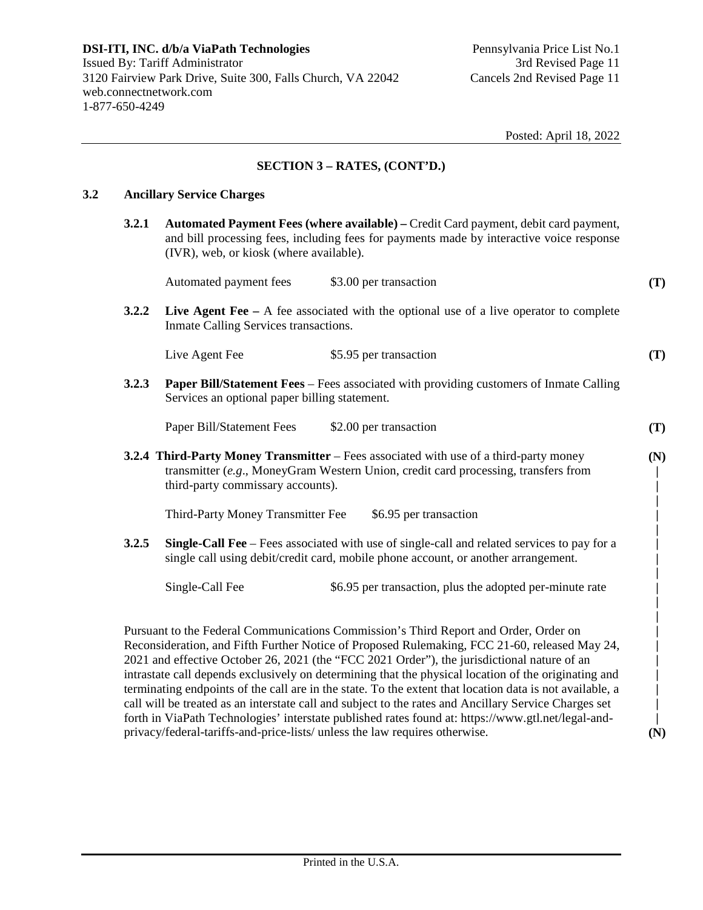**DSI-ITI, INC. d/b/a ViaPath Technologies**
Issued By: Tariff Administrator
3120 Fairview Park Drive, Suite 300, Falls Church, VA 22042
web.connectnetwork.com
1-877-650-4249

Pennsylvania Price List No.1
3rd Revised Page 11
Cancels 2nd Revised Page 11

Posted: April 18, 2022

## SECTION 3 – RATES, (CONT'D.)

### 3.2 Ancillary Service Charges

**3.2.1 Automated Payment Fees (where available) –** Credit Card payment, debit card payment, and bill processing fees, including fees for payments made by interactive voice response (IVR), web, or kiosk (where available).

| | | |
|---|---|---|
| Automated payment fees | $3.00 per transaction | **(T)** |

**3.2.2 Live Agent Fee –** A fee associated with the optional use of a live operator to complete Inmate Calling Services transactions.

| | | |
|---|---|---|
| Live Agent Fee | $5.95 per transaction | **(T)** |

**3.2.3 Paper Bill/Statement Fees** – Fees associated with providing customers of Inmate Calling Services an optional paper billing statement.

| | | |
|---|---|---|
| Paper Bill/Statement Fees | $2.00 per transaction | **(T)** |

**3.2.4 Third-Party Money Transmitter** – Fees associated with use of a third-party money transmitter (*e.g*., MoneyGram Western Union, credit card processing, transfers from third-party commissary accounts). **(N)**

| | |
|---|---|
| Third-Party Money Transmitter Fee | $6.95 per transaction |

**3.2.5 Single-Call Fee** – Fees associated with use of single-call and related services to pay for a single call using debit/credit card, mobile phone account, or another arrangement.

| | |
|---|---|
| Single-Call Fee | $6.95 per transaction, plus the adopted per-minute rate |

Pursuant to the Federal Communications Commission's Third Report and Order, Order on Reconsideration, and Fifth Further Notice of Proposed Rulemaking, FCC 21-60, released May 24, 2021 and effective October 26, 2021 (the "FCC 2021 Order"), the jurisdictional nature of an intrastate call depends exclusively on determining that the physical location of the originating and terminating endpoints of the call are in the state. To the extent that location data is not available, a call will be treated as an interstate call and subject to the rates and Ancillary Service Charges set forth in ViaPath Technologies' interstate published rates found at: https://www.gtl.net/legal-and-privacy/federal-tariffs-and-price-lists/ unless the law requires otherwise. **(N)**

Printed in the U.S.A.